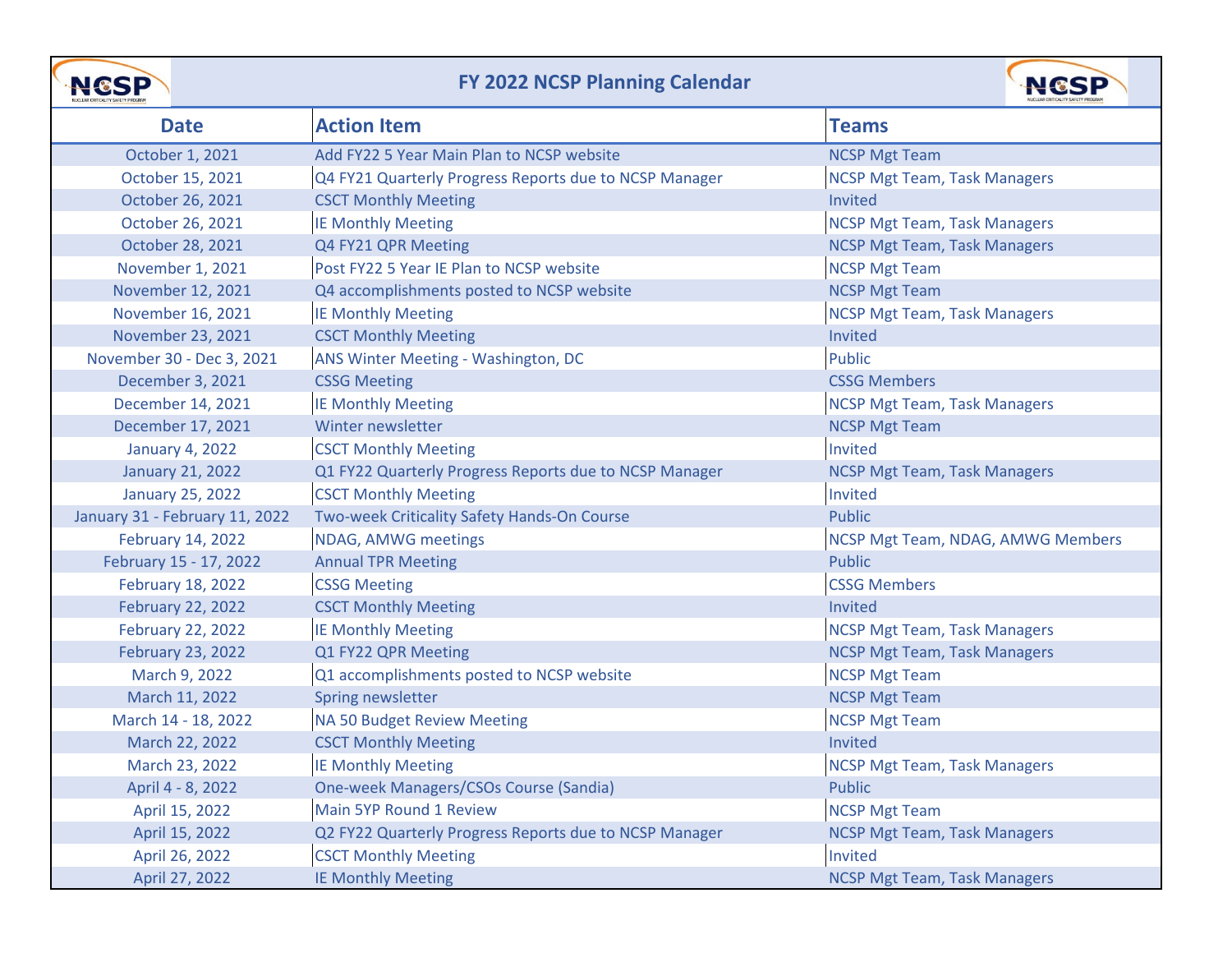# FY 2022 NCSP Planning Calendar

| Date | Action Item | Teams |
|---|---|---|
| October 1, 2021 | Add FY22 5 Year Main Plan to NCSP website | NCSP Mgt Team |
| October 15, 2021 | Q4 FY21 Quarterly Progress Reports due to NCSP Manager | NCSP Mgt Team, Task Managers |
| October 26, 2021 | CSCT Monthly Meeting | Invited |
| October 26, 2021 | IE Monthly Meeting | NCSP Mgt Team, Task Managers |
| October 28, 2021 | Q4 FY21 QPR Meeting | NCSP Mgt Team, Task Managers |
| November 1, 2021 | Post FY22 5 Year IE Plan to NCSP website | NCSP Mgt Team |
| November 12, 2021 | Q4 accomplishments posted to NCSP website | NCSP Mgt Team |
| November 16, 2021 | IE Monthly Meeting | NCSP Mgt Team, Task Managers |
| November 23, 2021 | CSCT Monthly Meeting | Invited |
| November 30 - Dec 3, 2021 | ANS Winter Meeting - Washington, DC | Public |
| December 3, 2021 | CSSG Meeting | CSSG Members |
| December 14, 2021 | IE Monthly Meeting | NCSP Mgt Team, Task Managers |
| December 17, 2021 | Winter newsletter | NCSP Mgt Team |
| January 4, 2022 | CSCT Monthly Meeting | Invited |
| January 21, 2022 | Q1 FY22 Quarterly Progress Reports due to NCSP Manager | NCSP Mgt Team, Task Managers |
| January 25, 2022 | CSCT Monthly Meeting | Invited |
| January 31 - February 11, 2022 | Two-week Criticality Safety Hands-On Course | Public |
| February 14, 2022 | NDAG, AMWG meetings | NCSP Mgt Team, NDAG, AMWG Members |
| February 15 - 17, 2022 | Annual TPR Meeting | Public |
| February 18, 2022 | CSSG Meeting | CSSG Members |
| February 22, 2022 | CSCT Monthly Meeting | Invited |
| February 22, 2022 | IE Monthly Meeting | NCSP Mgt Team, Task Managers |
| February 23, 2022 | Q1 FY22 QPR Meeting | NCSP Mgt Team, Task Managers |
| March 9, 2022 | Q1 accomplishments posted to NCSP website | NCSP Mgt Team |
| March 11, 2022 | Spring newsletter | NCSP Mgt Team |
| March 14 - 18, 2022 | NA 50 Budget Review Meeting | NCSP Mgt Team |
| March 22, 2022 | CSCT Monthly Meeting | Invited |
| March 23, 2022 | IE Monthly Meeting | NCSP Mgt Team, Task Managers |
| April 4 - 8, 2022 | One-week Managers/CSOs Course (Sandia) | Public |
| April 15, 2022 | Main 5YP Round 1 Review | NCSP Mgt Team |
| April 15, 2022 | Q2 FY22 Quarterly Progress Reports due to NCSP Manager | NCSP Mgt Team, Task Managers |
| April 26, 2022 | CSCT Monthly Meeting | Invited |
| April 27, 2022 | IE Monthly Meeting | NCSP Mgt Team, Task Managers |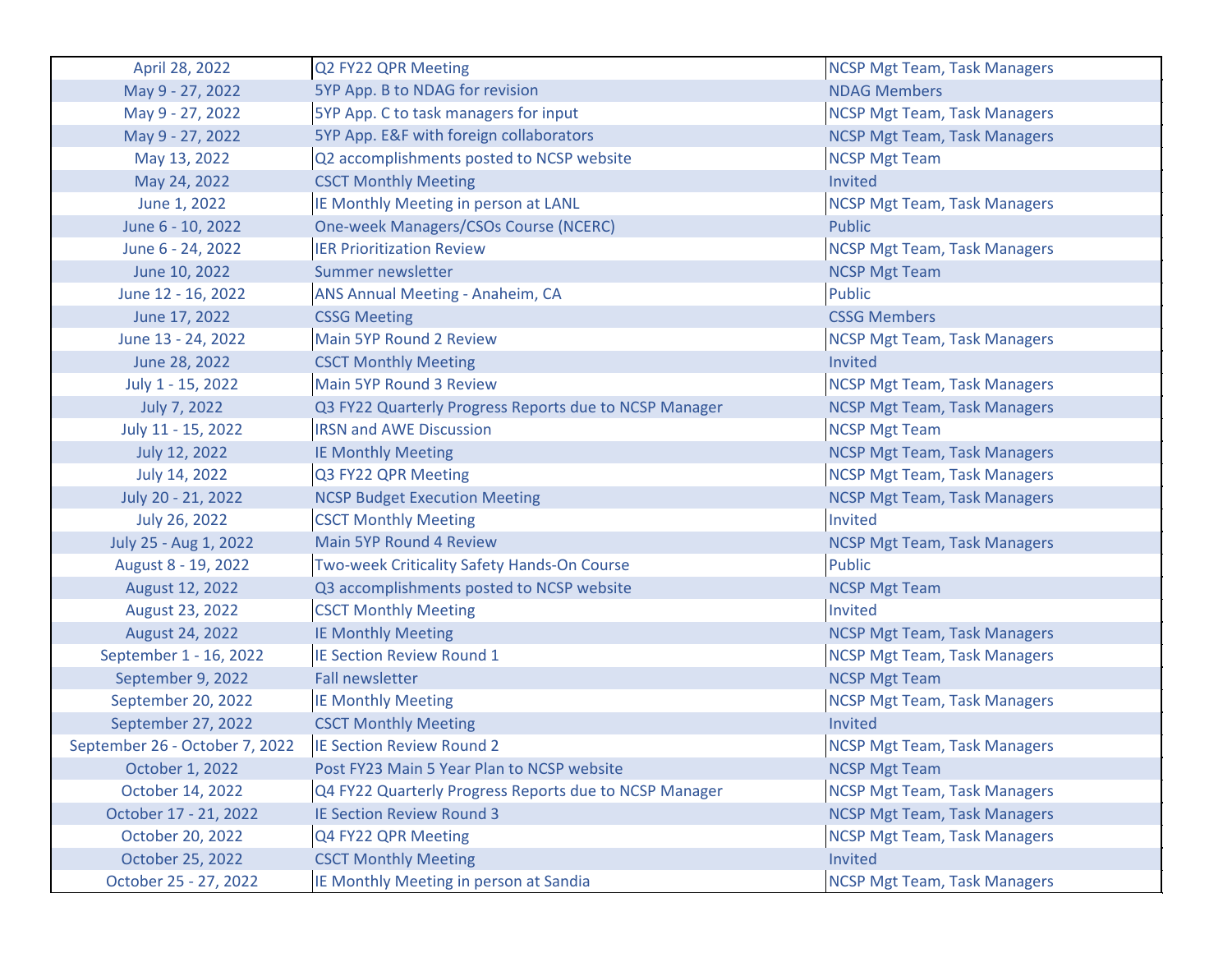| | | |
|---|---|---|
| April 28, 2022 | Q2 FY22 QPR Meeting | NCSP Mgt Team, Task Managers |
| May 9 - 27, 2022 | 5YP App. B to NDAG for revision | NDAG Members |
| May 9 - 27, 2022 | 5YP App. C to task managers for input | NCSP Mgt Team, Task Managers |
| May 9 - 27, 2022 | 5YP App. E&F with foreign collaborators | NCSP Mgt Team, Task Managers |
| May 13, 2022 | Q2 accomplishments posted to NCSP website | NCSP Mgt Team |
| May 24, 2022 | CSCT Monthly Meeting | Invited |
| June 1, 2022 | IE Monthly Meeting in person at LANL | NCSP Mgt Team, Task Managers |
| June 6 - 10, 2022 | One-week Managers/CSOs Course (NCERC) | Public |
| June 6 - 24, 2022 | IER Prioritization Review | NCSP Mgt Team, Task Managers |
| June 10, 2022 | Summer newsletter | NCSP Mgt Team |
| June 12 - 16, 2022 | ANS Annual Meeting - Anaheim, CA | Public |
| June 17, 2022 | CSSG Meeting | CSSG Members |
| June 13 - 24, 2022 | Main 5YP Round 2 Review | NCSP Mgt Team, Task Managers |
| June 28, 2022 | CSCT Monthly Meeting | Invited |
| July 1 - 15, 2022 | Main 5YP Round 3 Review | NCSP Mgt Team, Task Managers |
| July 7, 2022 | Q3 FY22 Quarterly Progress Reports due to NCSP Manager | NCSP Mgt Team, Task Managers |
| July 11 - 15, 2022 | IRSN and AWE Discussion | NCSP Mgt Team |
| July 12, 2022 | IE Monthly Meeting | NCSP Mgt Team, Task Managers |
| July 14, 2022 | Q3 FY22 QPR Meeting | NCSP Mgt Team, Task Managers |
| July 20 - 21, 2022 | NCSP Budget Execution Meeting | NCSP Mgt Team, Task Managers |
| July 26, 2022 | CSCT Monthly Meeting | Invited |
| July 25 - Aug 1, 2022 | Main 5YP Round 4 Review | NCSP Mgt Team, Task Managers |
| August 8 - 19, 2022 | Two-week Criticality Safety Hands-On Course | Public |
| August 12, 2022 | Q3 accomplishments posted to NCSP website | NCSP Mgt Team |
| August 23, 2022 | CSCT Monthly Meeting | Invited |
| August 24, 2022 | IE Monthly Meeting | NCSP Mgt Team, Task Managers |
| September 1 - 16, 2022 | IE Section Review Round 1 | NCSP Mgt Team, Task Managers |
| September 9, 2022 | Fall newsletter | NCSP Mgt Team |
| September 20, 2022 | IE Monthly Meeting | NCSP Mgt Team, Task Managers |
| September 27, 2022 | CSCT Monthly Meeting | Invited |
| September 26 - October 7, 2022 | IE Section Review Round 2 | NCSP Mgt Team, Task Managers |
| October 1, 2022 | Post FY23 Main 5 Year Plan to NCSP website | NCSP Mgt Team |
| October 14, 2022 | Q4 FY22 Quarterly Progress Reports due to NCSP Manager | NCSP Mgt Team, Task Managers |
| October 17 - 21, 2022 | IE Section Review Round 3 | NCSP Mgt Team, Task Managers |
| October 20, 2022 | Q4 FY22 QPR Meeting | NCSP Mgt Team, Task Managers |
| October 25, 2022 | CSCT Monthly Meeting | Invited |
| October 25 - 27, 2022 | IE Monthly Meeting in person at Sandia | NCSP Mgt Team, Task Managers |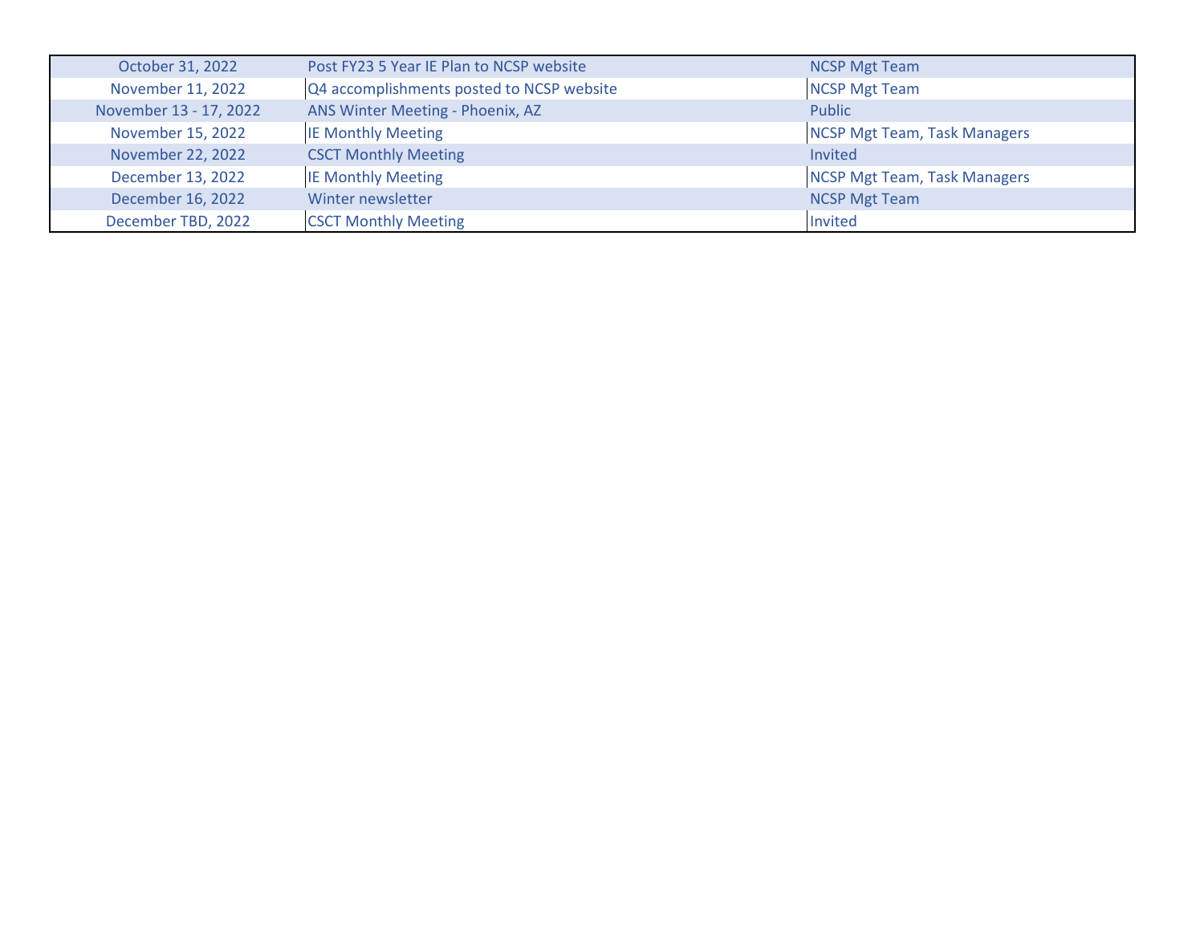| | | |
|---|---|---|
| October 31, 2022 | Post FY23 5 Year IE Plan to NCSP website | NCSP Mgt Team |
| November 11, 2022 | Q4 accomplishments posted to NCSP website | NCSP Mgt Team |
| November 13 - 17, 2022 | ANS Winter Meeting - Phoenix, AZ | Public |
| November 15, 2022 | IE Monthly Meeting | NCSP Mgt Team, Task Managers |
| November 22, 2022 | CSCT Monthly Meeting | Invited |
| December 13, 2022 | IE Monthly Meeting | NCSP Mgt Team, Task Managers |
| December 16, 2022 | Winter newsletter | NCSP Mgt Team |
| December TBD, 2022 | CSCT Monthly Meeting | Invited |